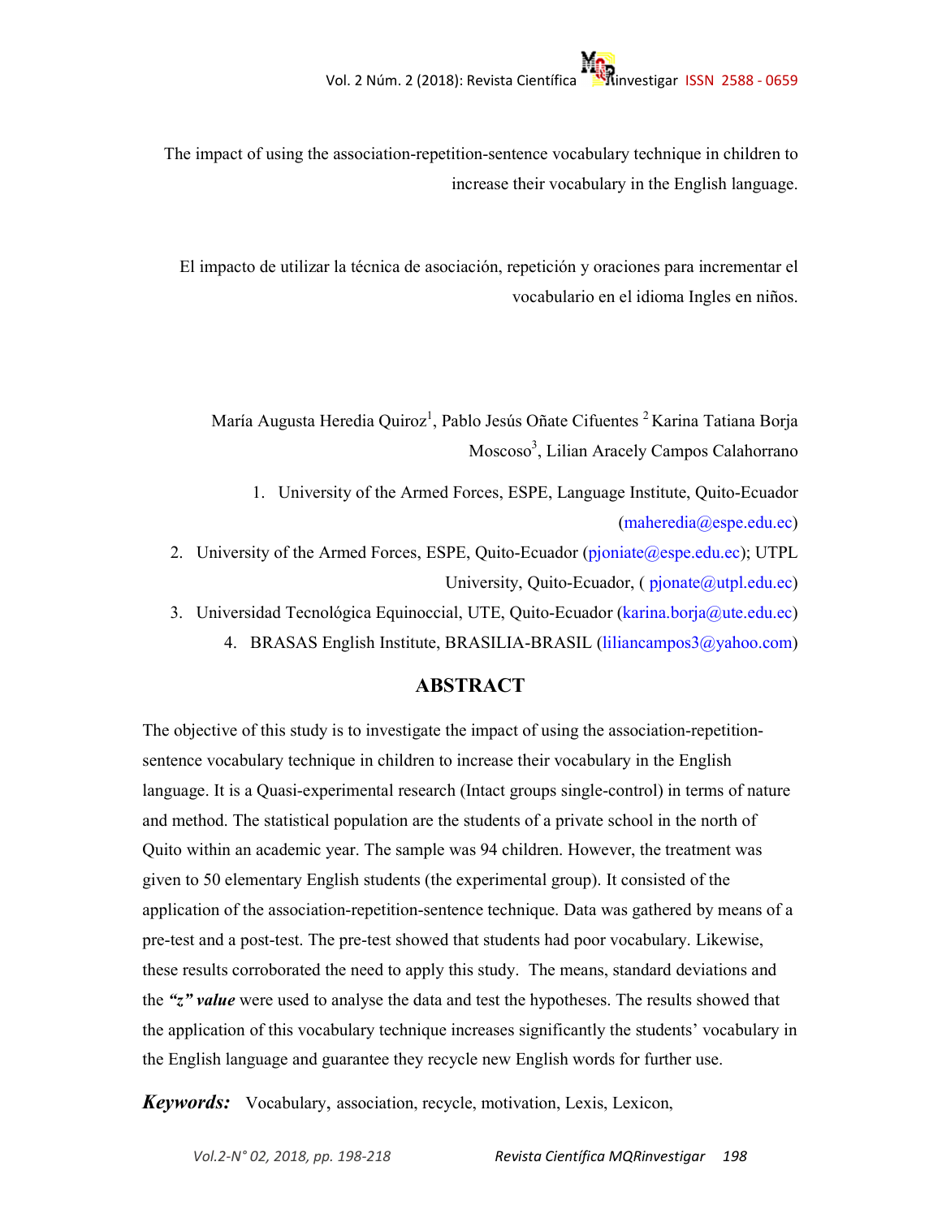# The impact of using the association-repetition-sentence vocabulary technique in children to increase their vocabulary in the English language.

# El impacto de utilizar la técnica de asociación, repetición y oraciones para incrementar el vocabulario en el idioma Ingles en niños.

María Augusta Heredia Quiroz[1], Pablo Jesús Oñate Cifuentes [2] Karina Tatiana Borja Moscoso[3], Lilian Aracely Campos Calahorrano

1. University of the Armed Forces, ESPE, Language Institute, Quito-Ecuador (maheredia@espe.edu.ec)
2. University of the Armed Forces, ESPE, Quito-Ecuador (pjoniate@espe.edu.ec); UTPL University, Quito-Ecuador, ( pjonate@utpl.edu.ec)
3. Universidad Tecnológica Equinoccial, UTE, Quito-Ecuador (karina.borja@ute.edu.ec)
4. BRASAS English Institute, BRASILIA-BRASIL (liliancampos3@yahoo.com)

## ABSTRACT

The objective of this study is to investigate the impact of using the association-repetition-sentence vocabulary technique in children to increase their vocabulary in the English language. It is a Quasi-experimental research (Intact groups single-control) in terms of nature and method. The statistical population are the students of a private school in the north of Quito within an academic year. The sample was 94 children. However, the treatment was given to 50 elementary English students (the experimental group). It consisted of the application of the association-repetition-sentence technique. Data was gathered by means of a pre-test and a post-test. The pre-test showed that students had poor vocabulary. Likewise, these results corroborated the need to apply this study. The means, standard deviations and the ***"z" value*** were used to analyse the data and test the hypotheses. The results showed that the application of this vocabulary technique increases significantly the students' vocabulary in the English language and guarantee they recycle new English words for further use.

***Keywords:*** Vocabulary, association, recycle, motivation, Lexis, Lexicon,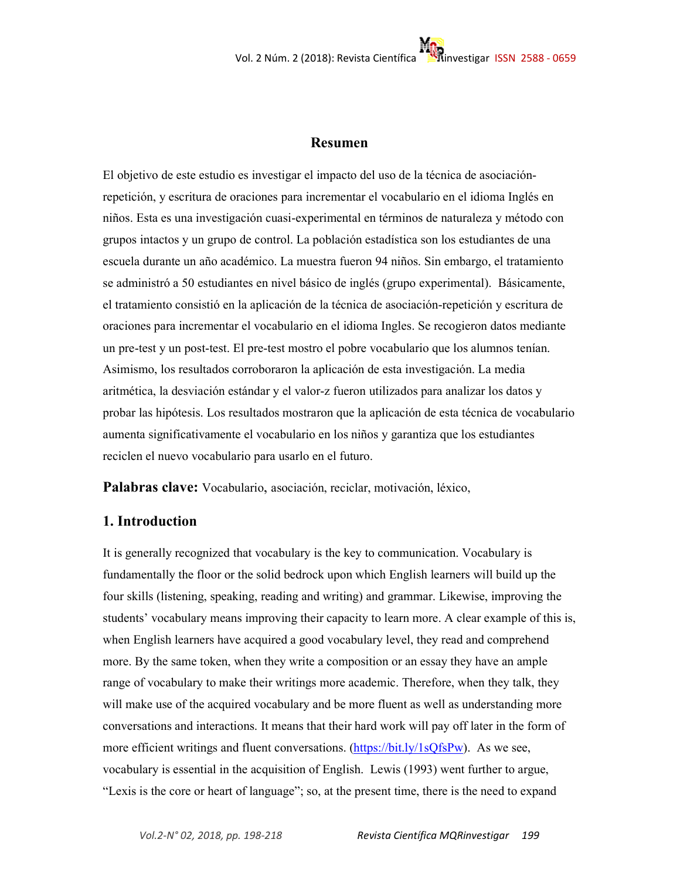## Resumen

El objetivo de este estudio es investigar el impacto del uso de la técnica de asociación-repetición, y escritura de oraciones para incrementar el vocabulario en el idioma Inglés en niños. Esta es una investigación cuasi-experimental en términos de naturaleza y método con grupos intactos y un grupo de control. La población estadística son los estudiantes de una escuela durante un año académico. La muestra fueron 94 niños. Sin embargo, el tratamiento se administró a 50 estudiantes en nivel básico de inglés (grupo experimental). Básicamente, el tratamiento consistió en la aplicación de la técnica de asociación-repetición y escritura de oraciones para incrementar el vocabulario en el idioma Ingles. Se recogieron datos mediante un pre-test y un post-test. El pre-test mostro el pobre vocabulario que los alumnos tenían. Asimismo, los resultados corroboraron la aplicación de esta investigación. La media aritmética, la desviación estándar y el valor-z fueron utilizados para analizar los datos y probar las hipótesis. Los resultados mostraron que la aplicación de esta técnica de vocabulario aumenta significativamente el vocabulario en los niños y garantiza que los estudiantes reciclen el nuevo vocabulario para usarlo en el futuro.

**Palabras clave:** Vocabulario, asociación, reciclar, motivación, léxico,

## 1. Introduction

It is generally recognized that vocabulary is the key to communication. Vocabulary is fundamentally the floor or the solid bedrock upon which English learners will build up the four skills (listening, speaking, reading and writing) and grammar. Likewise, improving the students' vocabulary means improving their capacity to learn more. A clear example of this is, when English learners have acquired a good vocabulary level, they read and comprehend more. By the same token, when they write a composition or an essay they have an ample range of vocabulary to make their writings more academic. Therefore, when they talk, they will make use of the acquired vocabulary and be more fluent as well as understanding more conversations and interactions. It means that their hard work will pay off later in the form of more efficient writings and fluent conversations. (https://bit.ly/1sQfsPw). As we see, vocabulary is essential in the acquisition of English. Lewis (1993) went further to argue, "Lexis is the core or heart of language"; so, at the present time, there is the need to expand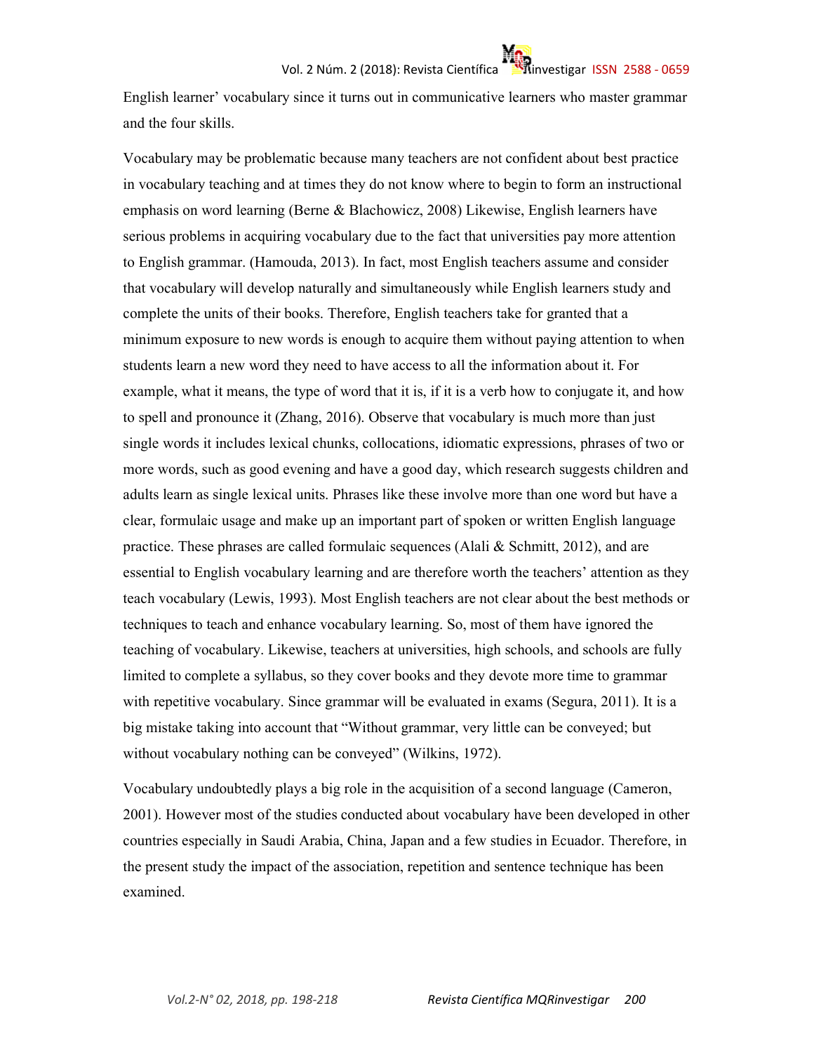English learner' vocabulary since it turns out in communicative learners who master grammar and the four skills.

Vocabulary may be problematic because many teachers are not confident about best practice in vocabulary teaching and at times they do not know where to begin to form an instructional emphasis on word learning (Berne & Blachowicz, 2008) Likewise, English learners have serious problems in acquiring vocabulary due to the fact that universities pay more attention to English grammar. (Hamouda, 2013). In fact, most English teachers assume and consider that vocabulary will develop naturally and simultaneously while English learners study and complete the units of their books. Therefore, English teachers take for granted that a minimum exposure to new words is enough to acquire them without paying attention to when students learn a new word they need to have access to all the information about it. For example, what it means, the type of word that it is, if it is a verb how to conjugate it, and how to spell and pronounce it (Zhang, 2016). Observe that vocabulary is much more than just single words it includes lexical chunks, collocations, idiomatic expressions, phrases of two or more words, such as good evening and have a good day, which research suggests children and adults learn as single lexical units. Phrases like these involve more than one word but have a clear, formulaic usage and make up an important part of spoken or written English language practice. These phrases are called formulaic sequences (Alali & Schmitt, 2012), and are essential to English vocabulary learning and are therefore worth the teachers' attention as they teach vocabulary (Lewis, 1993). Most English teachers are not clear about the best methods or techniques to teach and enhance vocabulary learning. So, most of them have ignored the teaching of vocabulary. Likewise, teachers at universities, high schools, and schools are fully limited to complete a syllabus, so they cover books and they devote more time to grammar with repetitive vocabulary. Since grammar will be evaluated in exams (Segura, 2011). It is a big mistake taking into account that "Without grammar, very little can be conveyed; but without vocabulary nothing can be conveyed" (Wilkins, 1972).

Vocabulary undoubtedly plays a big role in the acquisition of a second language (Cameron, 2001). However most of the studies conducted about vocabulary have been developed in other countries especially in Saudi Arabia, China, Japan and a few studies in Ecuador. Therefore, in the present study the impact of the association, repetition and sentence technique has been examined.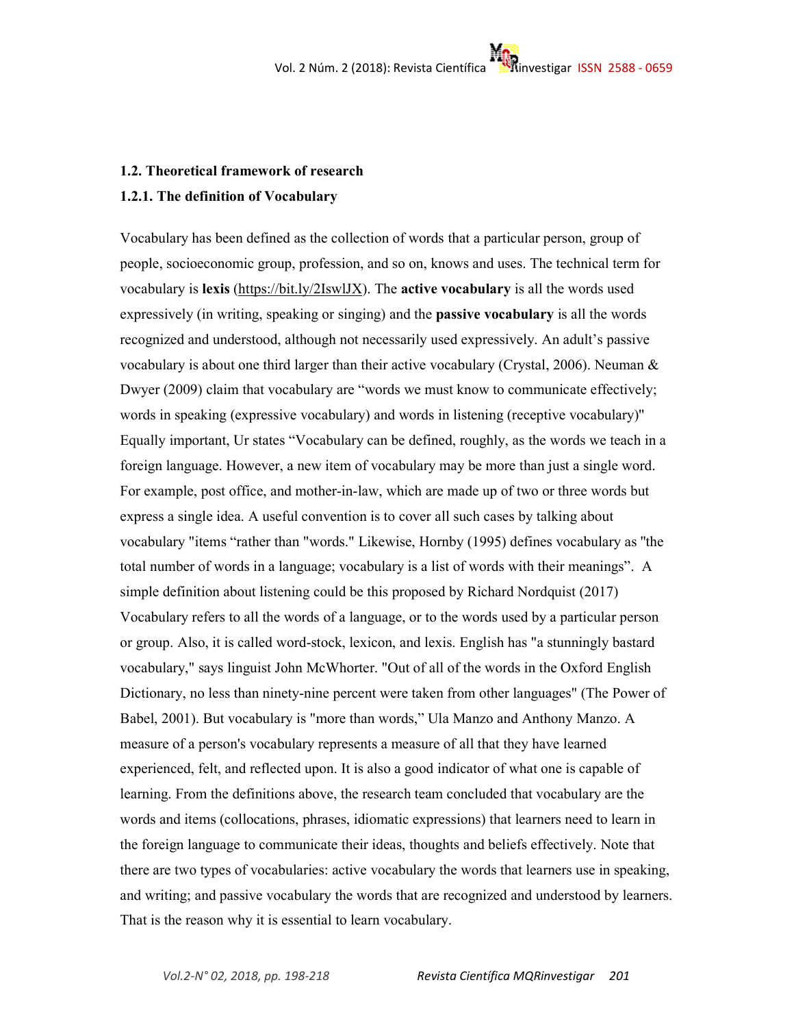### 1.2. Theoretical framework of research

#### 1.2.1. The definition of Vocabulary

Vocabulary has been defined as the collection of words that a particular person, group of people, socioeconomic group, profession, and so on, knows and uses. The technical term for vocabulary is **lexis** (https://bit.ly/2IswlJX). The **active vocabulary** is all the words used expressively (in writing, speaking or singing) and the **passive vocabulary** is all the words recognized and understood, although not necessarily used expressively. An adult's passive vocabulary is about one third larger than their active vocabulary (Crystal, 2006). Neuman & Dwyer (2009) claim that vocabulary are "words we must know to communicate effectively; words in speaking (expressive vocabulary) and words in listening (receptive vocabulary)" Equally important, Ur states "Vocabulary can be defined, roughly, as the words we teach in a foreign language. However, a new item of vocabulary may be more than just a single word. For example, post office, and mother-in-law, which are made up of two or three words but express a single idea. A useful convention is to cover all such cases by talking about vocabulary "items "rather than "words." Likewise, Hornby (1995) defines vocabulary as "the total number of words in a language; vocabulary is a list of words with their meanings". A simple definition about listening could be this proposed by Richard Nordquist (2017) Vocabulary refers to all the words of a language, or to the words used by a particular person or group. Also, it is called word-stock, lexicon, and lexis. English has "a stunningly bastard vocabulary," says linguist John McWhorter. "Out of all of the words in the Oxford English Dictionary, no less than ninety-nine percent were taken from other languages" (The Power of Babel, 2001). But vocabulary is "more than words," Ula Manzo and Anthony Manzo. A measure of a person's vocabulary represents a measure of all that they have learned experienced, felt, and reflected upon. It is also a good indicator of what one is capable of learning. From the definitions above, the research team concluded that vocabulary are the words and items (collocations, phrases, idiomatic expressions) that learners need to learn in the foreign language to communicate their ideas, thoughts and beliefs effectively. Note that there are two types of vocabularies: active vocabulary the words that learners use in speaking, and writing; and passive vocabulary the words that are recognized and understood by learners. That is the reason why it is essential to learn vocabulary.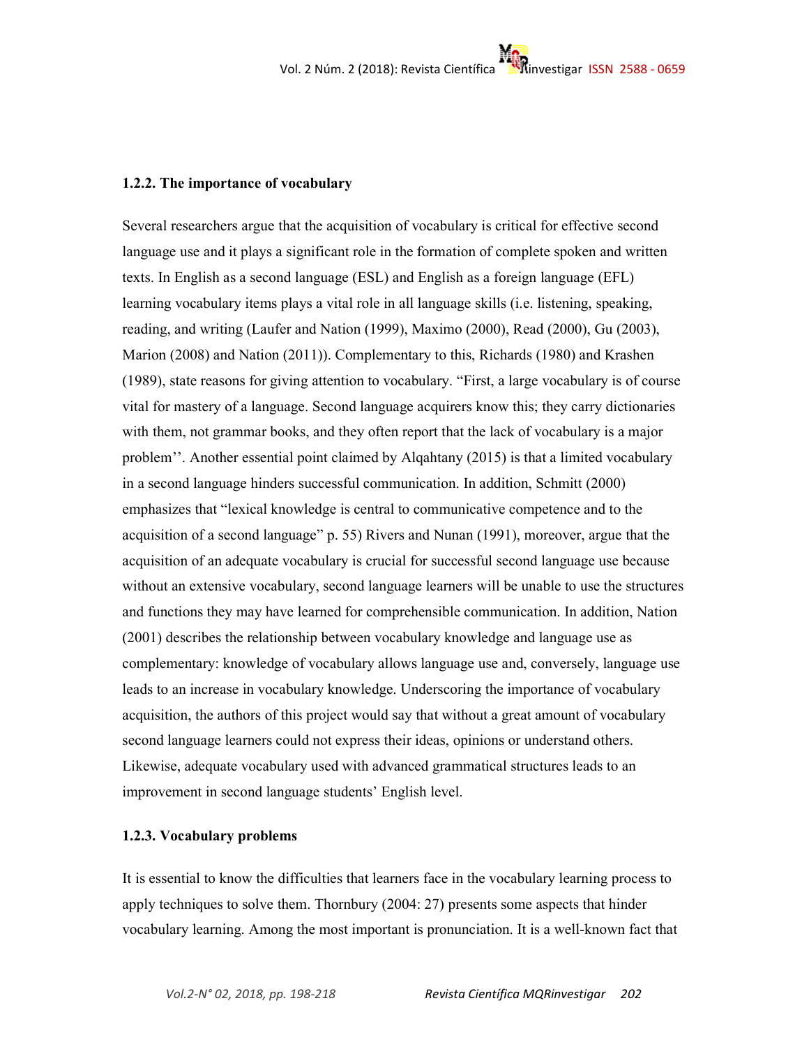### 1.2.2. The importance of vocabulary

Several researchers argue that the acquisition of vocabulary is critical for effective second language use and it plays a significant role in the formation of complete spoken and written texts. In English as a second language (ESL) and English as a foreign language (EFL) learning vocabulary items plays a vital role in all language skills (i.e. listening, speaking, reading, and writing (Laufer and Nation (1999), Maximo (2000), Read (2000), Gu (2003), Marion (2008) and Nation (2011)). Complementary to this, Richards (1980) and Krashen (1989), state reasons for giving attention to vocabulary. "First, a large vocabulary is of course vital for mastery of a language. Second language acquirers know this; they carry dictionaries with them, not grammar books, and they often report that the lack of vocabulary is a major problem''. Another essential point claimed by Alqahtany (2015) is that a limited vocabulary in a second language hinders successful communication. In addition, Schmitt (2000) emphasizes that "lexical knowledge is central to communicative competence and to the acquisition of a second language" p. 55) Rivers and Nunan (1991), moreover, argue that the acquisition of an adequate vocabulary is crucial for successful second language use because without an extensive vocabulary, second language learners will be unable to use the structures and functions they may have learned for comprehensible communication. In addition, Nation (2001) describes the relationship between vocabulary knowledge and language use as complementary: knowledge of vocabulary allows language use and, conversely, language use leads to an increase in vocabulary knowledge. Underscoring the importance of vocabulary acquisition, the authors of this project would say that without a great amount of vocabulary second language learners could not express their ideas, opinions or understand others. Likewise, adequate vocabulary used with advanced grammatical structures leads to an improvement in second language students' English level.

### 1.2.3. Vocabulary problems

It is essential to know the difficulties that learners face in the vocabulary learning process to apply techniques to solve them. Thornbury (2004: 27) presents some aspects that hinder vocabulary learning. Among the most important is pronunciation. It is a well-known fact that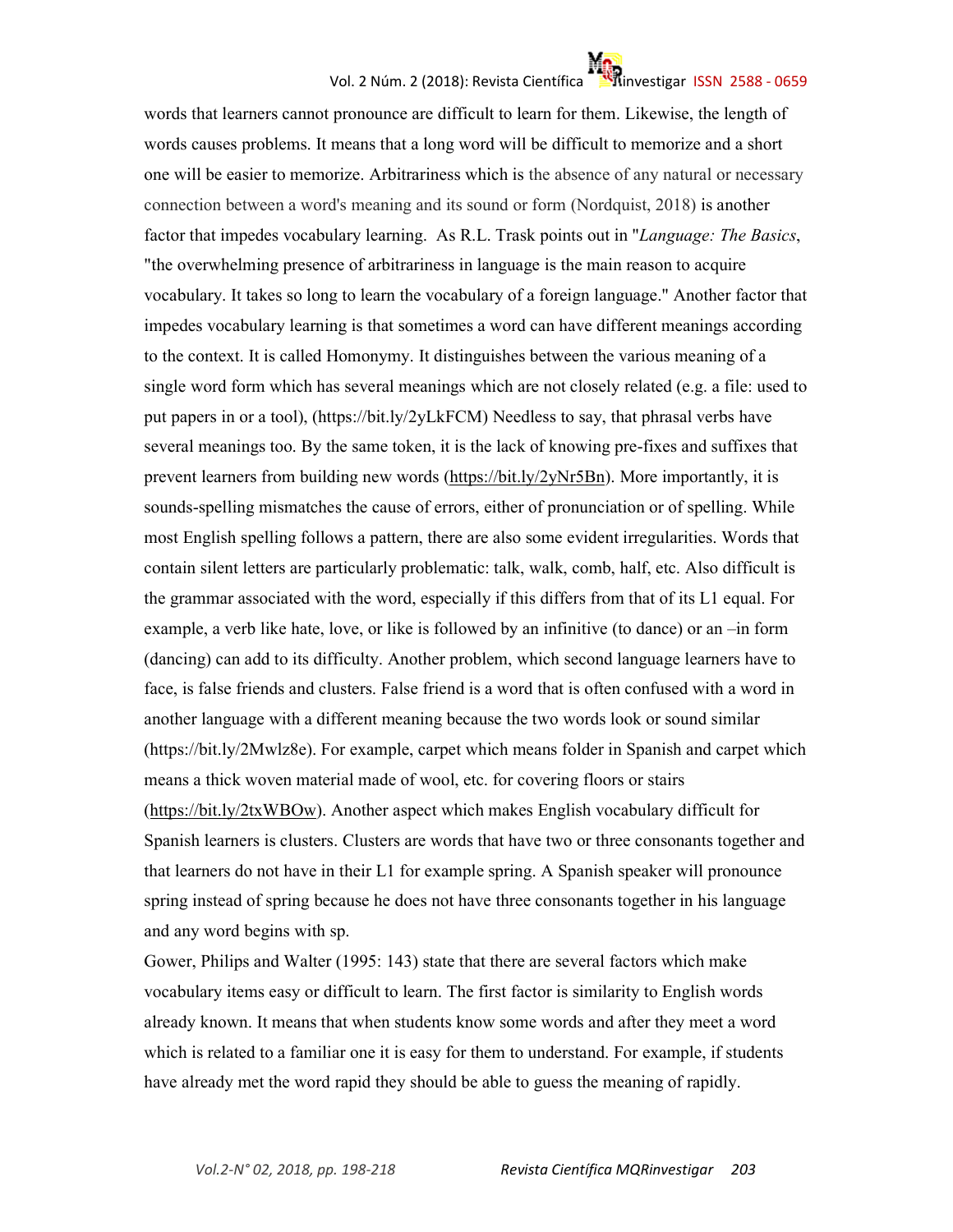words that learners cannot pronounce are difficult to learn for them. Likewise, the length of words causes problems. It means that a long word will be difficult to memorize and a short one will be easier to memorize. Arbitrariness which is the absence of any natural or necessary connection between a word's meaning and its sound or form (Nordquist, 2018) is another factor that impedes vocabulary learning. As R.L. Trask points out in "*Language: The Basics*, "the overwhelming presence of arbitrariness in language is the main reason to acquire vocabulary. It takes so long to learn the vocabulary of a foreign language." Another factor that impedes vocabulary learning is that sometimes a word can have different meanings according to the context. It is called Homonymy. It distinguishes between the various meaning of a single word form which has several meanings which are not closely related (e.g. a file: used to put papers in or a tool), (https://bit.ly/2yLkFCM) Needless to say, that phrasal verbs have several meanings too. By the same token, it is the lack of knowing pre-fixes and suffixes that prevent learners from building new words (https://bit.ly/2yNr5Bn). More importantly, it is sounds-spelling mismatches the cause of errors, either of pronunciation or of spelling. While most English spelling follows a pattern, there are also some evident irregularities. Words that contain silent letters are particularly problematic: talk, walk, comb, half, etc. Also difficult is the grammar associated with the word, especially if this differs from that of its L1 equal. For example, a verb like hate, love, or like is followed by an infinitive (to dance) or an –in form (dancing) can add to its difficulty. Another problem, which second language learners have to face, is false friends and clusters. False friend is a word that is often confused with a word in another language with a different meaning because the two words look or sound similar (https://bit.ly/2Mwlz8e). For example, carpet which means folder in Spanish and carpet which means a thick woven material made of wool, etc. for covering floors or stairs (https://bit.ly/2txWBOw). Another aspect which makes English vocabulary difficult for Spanish learners is clusters. Clusters are words that have two or three consonants together and that learners do not have in their L1 for example spring. A Spanish speaker will pronounce spring instead of spring because he does not have three consonants together in his language and any word begins with sp.

Gower, Philips and Walter (1995: 143) state that there are several factors which make vocabulary items easy or difficult to learn. The first factor is similarity to English words already known. It means that when students know some words and after they meet a word which is related to a familiar one it is easy for them to understand. For example, if students have already met the word rapid they should be able to guess the meaning of rapidly.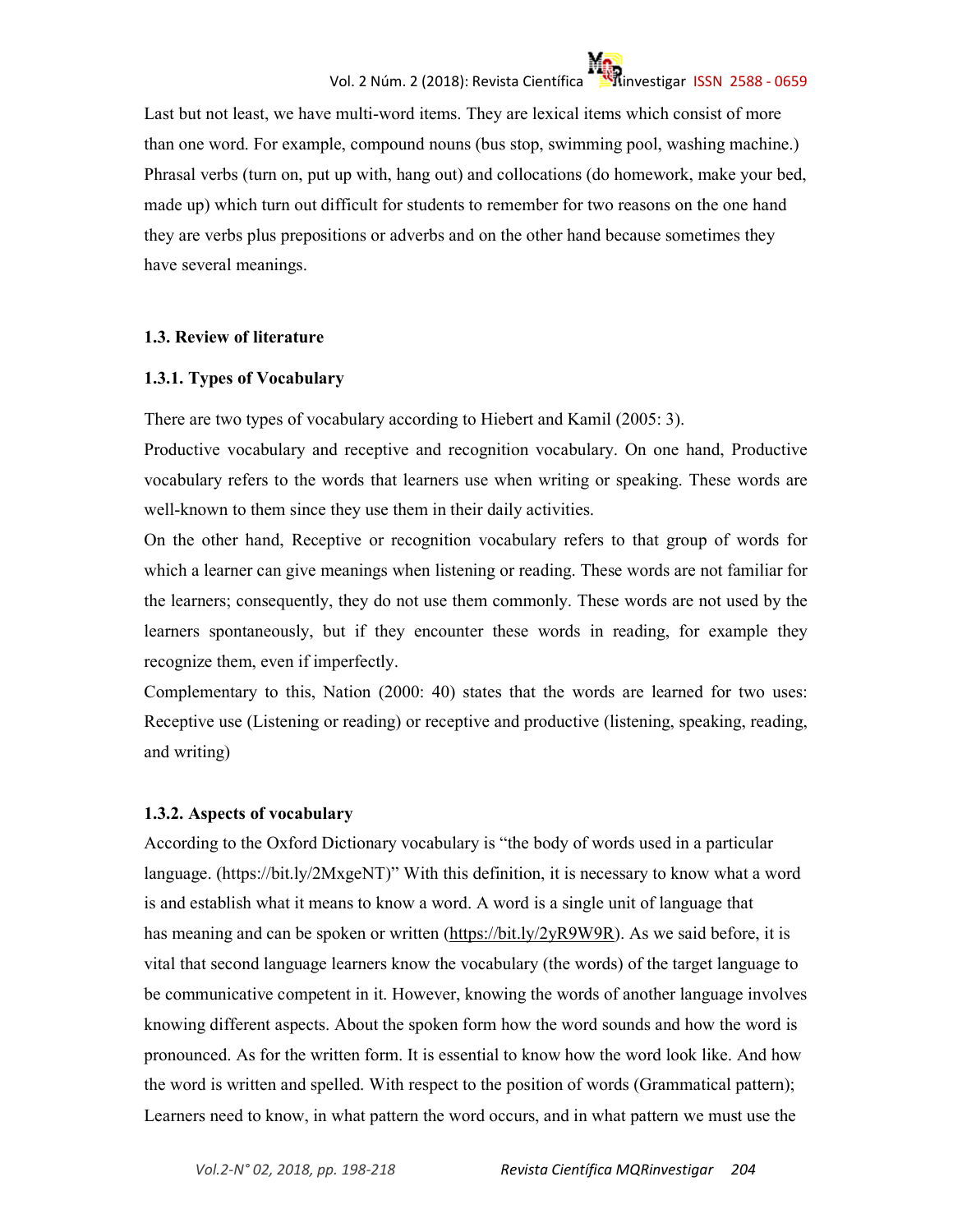Last but not least, we have multi-word items. They are lexical items which consist of more than one word. For example, compound nouns (bus stop, swimming pool, washing machine.) Phrasal verbs (turn on, put up with, hang out) and collocations (do homework, make your bed, made up) which turn out difficult for students to remember for two reasons on the one hand they are verbs plus prepositions or adverbs and on the other hand because sometimes they have several meanings.

### 1.3. Review of literature

#### 1.3.1. Types of Vocabulary

There are two types of vocabulary according to Hiebert and Kamil (2005: 3).

Productive vocabulary and receptive and recognition vocabulary. On one hand, Productive vocabulary refers to the words that learners use when writing or speaking. These words are well-known to them since they use them in their daily activities.

On the other hand, Receptive or recognition vocabulary refers to that group of words for which a learner can give meanings when listening or reading. These words are not familiar for the learners; consequently, they do not use them commonly. These words are not used by the learners spontaneously, but if they encounter these words in reading, for example they recognize them, even if imperfectly.

Complementary to this, Nation (2000: 40) states that the words are learned for two uses: Receptive use (Listening or reading) or receptive and productive (listening, speaking, reading, and writing)

#### 1.3.2. Aspects of vocabulary

According to the Oxford Dictionary vocabulary is "the body of words used in a particular language. (https://bit.ly/2MxgeNT)" With this definition, it is necessary to know what a word is and establish what it means to know a word. A word is a single unit of language that has meaning and can be spoken or written (https://bit.ly/2yR9W9R). As we said before, it is vital that second language learners know the vocabulary (the words) of the target language to be communicative competent in it. However, knowing the words of another language involves knowing different aspects. About the spoken form how the word sounds and how the word is pronounced. As for the written form. It is essential to know how the word look like. And how the word is written and spelled. With respect to the position of words (Grammatical pattern); Learners need to know, in what pattern the word occurs, and in what pattern we must use the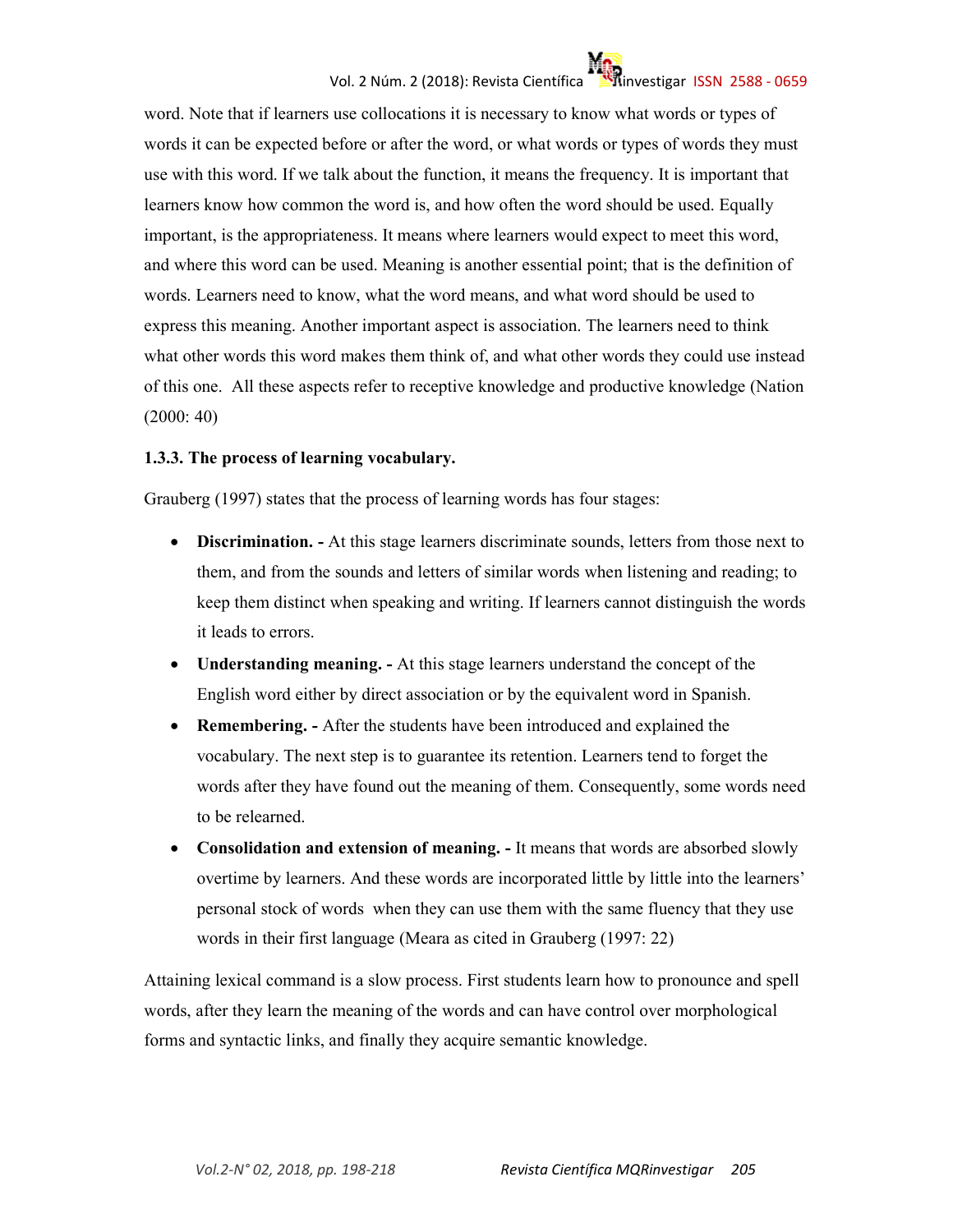word. Note that if learners use collocations it is necessary to know what words or types of words it can be expected before or after the word, or what words or types of words they must use with this word. If we talk about the function, it means the frequency. It is important that learners know how common the word is, and how often the word should be used. Equally important, is the appropriateness. It means where learners would expect to meet this word, and where this word can be used. Meaning is another essential point; that is the definition of words. Learners need to know, what the word means, and what word should be used to express this meaning. Another important aspect is association. The learners need to think what other words this word makes them think of, and what other words they could use instead of this one. All these aspects refer to receptive knowledge and productive knowledge (Nation (2000: 40)

**1.3.3. The process of learning vocabulary.**

Grauberg (1997) states that the process of learning words has four stages:

- **Discrimination. -** At this stage learners discriminate sounds, letters from those next to them, and from the sounds and letters of similar words when listening and reading; to keep them distinct when speaking and writing. If learners cannot distinguish the words it leads to errors.
- **Understanding meaning. -** At this stage learners understand the concept of the English word either by direct association or by the equivalent word in Spanish.
- **Remembering. -** After the students have been introduced and explained the vocabulary. The next step is to guarantee its retention. Learners tend to forget the words after they have found out the meaning of them. Consequently, some words need to be relearned.
- **Consolidation and extension of meaning. -** It means that words are absorbed slowly overtime by learners. And these words are incorporated little by little into the learners' personal stock of words when they can use them with the same fluency that they use words in their first language (Meara as cited in Grauberg (1997: 22)

Attaining lexical command is a slow process. First students learn how to pronounce and spell words, after they learn the meaning of the words and can have control over morphological forms and syntactic links, and finally they acquire semantic knowledge.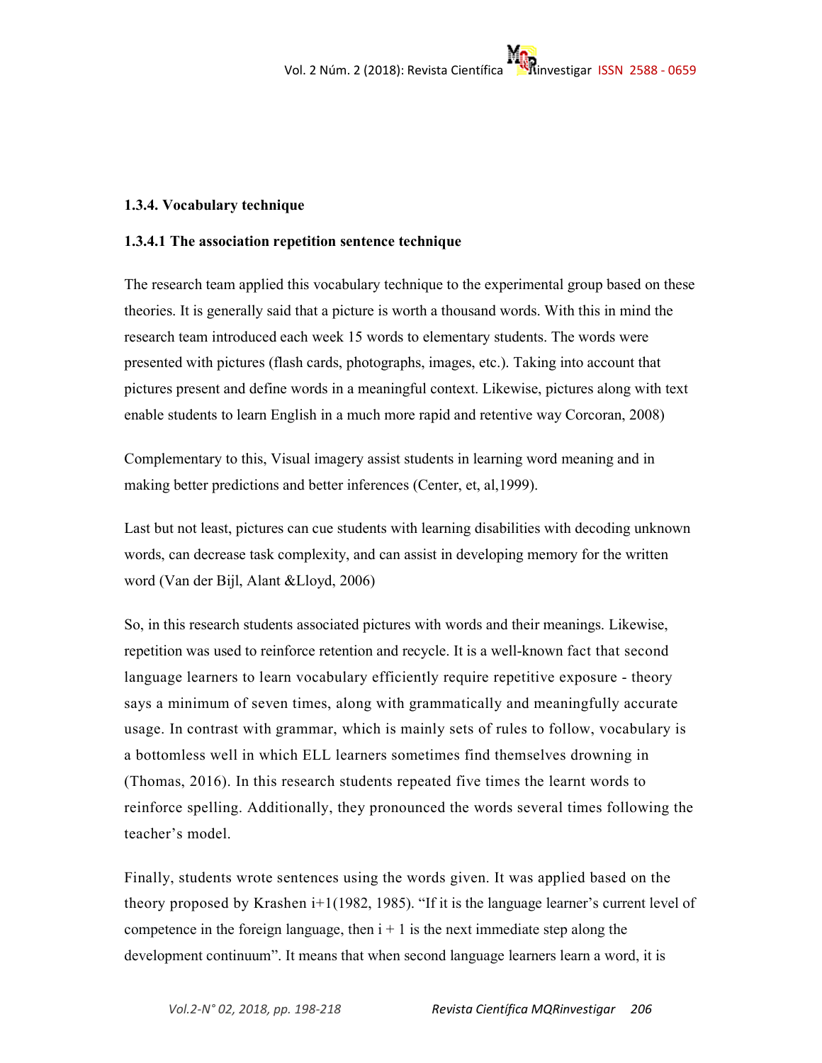### 1.3.4. Vocabulary technique

#### 1.3.4.1 The association repetition sentence technique

The research team applied this vocabulary technique to the experimental group based on these theories. It is generally said that a picture is worth a thousand words. With this in mind the research team introduced each week 15 words to elementary students. The words were presented with pictures (flash cards, photographs, images, etc.). Taking into account that pictures present and define words in a meaningful context. Likewise, pictures along with text enable students to learn English in a much more rapid and retentive way Corcoran, 2008)

Complementary to this, Visual imagery assist students in learning word meaning and in making better predictions and better inferences (Center, et, al,1999).

Last but not least, pictures can cue students with learning disabilities with decoding unknown words, can decrease task complexity, and can assist in developing memory for the written word (Van der Bijl, Alant &Lloyd, 2006)

So, in this research students associated pictures with words and their meanings. Likewise, repetition was used to reinforce retention and recycle. It is a well-known fact that second language learners to learn vocabulary efficiently require repetitive exposure - theory says a minimum of seven times, along with grammatically and meaningfully accurate usage. In contrast with grammar, which is mainly sets of rules to follow, vocabulary is a bottomless well in which ELL learners sometimes find themselves drowning in (Thomas, 2016). In this research students repeated five times the learnt words to reinforce spelling. Additionally, they pronounced the words several times following the teacher's model.

Finally, students wrote sentences using the words given. It was applied based on the theory proposed by Krashen i+1(1982, 1985). "If it is the language learner's current level of competence in the foreign language, then i + 1 is the next immediate step along the development continuum". It means that when second language learners learn a word, it is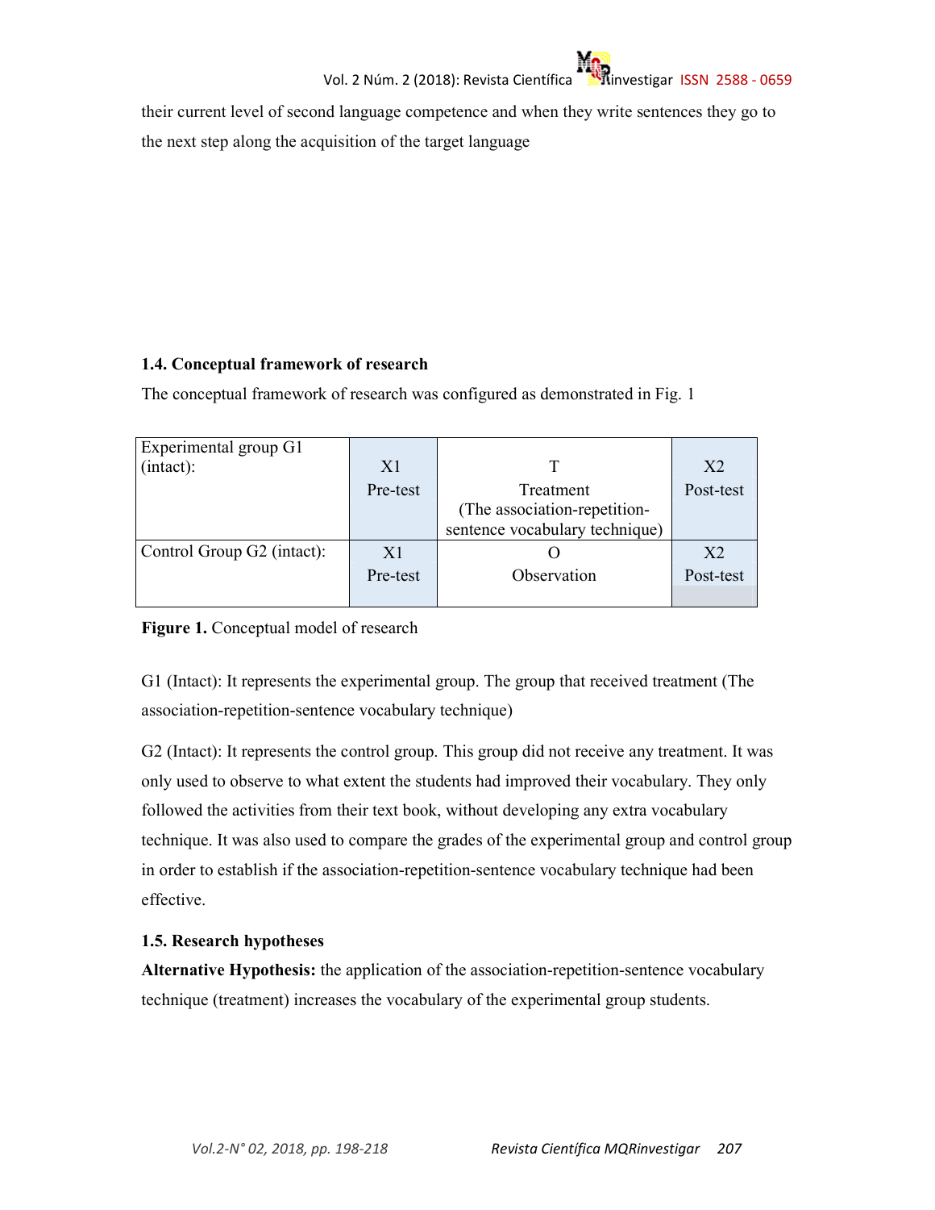their current level of second language competence and when they write sentences they go to the next step along the acquisition of the target language

### 1.4. Conceptual framework of research

The conceptual framework of research was configured as demonstrated in Fig. 1

| | | | |
|---|---|---|---|
| Experimental group G1 (intact): | X1 Pre-test | T Treatment (The association-repetition-sentence vocabulary technique) | X2 Post-test |
| Control Group G2 (intact): | X1 Pre-test | O Observation | X2 Post-test |

**Figure 1.** Conceptual model of research

G1 (Intact): It represents the experimental group. The group that received treatment (The association-repetition-sentence vocabulary technique)

G2 (Intact): It represents the control group. This group did not receive any treatment. It was only used to observe to what extent the students had improved their vocabulary. They only followed the activities from their text book, without developing any extra vocabulary technique. It was also used to compare the grades of the experimental group and control group in order to establish if the association-repetition-sentence vocabulary technique had been effective.

### 1.5. Research hypotheses

**Alternative Hypothesis:** the application of the association-repetition-sentence vocabulary technique (treatment) increases the vocabulary of the experimental group students.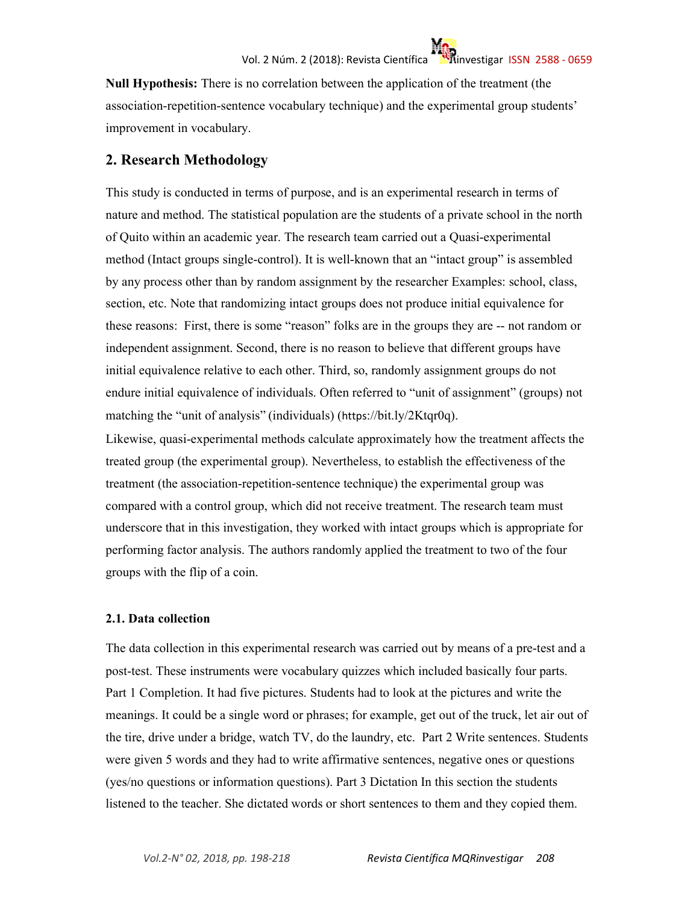**Null Hypothesis:** There is no correlation between the application of the treatment (the association-repetition-sentence vocabulary technique) and the experimental group students' improvement in vocabulary.

## 2. Research Methodology

This study is conducted in terms of purpose, and is an experimental research in terms of nature and method. The statistical population are the students of a private school in the north of Quito within an academic year. The research team carried out a Quasi-experimental method (Intact groups single-control). It is well-known that an "intact group" is assembled by any process other than by random assignment by the researcher Examples: school, class, section, etc. Note that randomizing intact groups does not produce initial equivalence for these reasons: First, there is some "reason" folks are in the groups they are -- not random or independent assignment. Second, there is no reason to believe that different groups have initial equivalence relative to each other. Third, so, randomly assignment groups do not endure initial equivalence of individuals. Often referred to "unit of assignment" (groups) not matching the "unit of analysis" (individuals) (https://bit.ly/2Ktqr0q).

Likewise, quasi-experimental methods calculate approximately how the treatment affects the treated group (the experimental group). Nevertheless, to establish the effectiveness of the treatment (the association-repetition-sentence technique) the experimental group was compared with a control group, which did not receive treatment. The research team must underscore that in this investigation, they worked with intact groups which is appropriate for performing factor analysis. The authors randomly applied the treatment to two of the four groups with the flip of a coin.

### 2.1. Data collection

The data collection in this experimental research was carried out by means of a pre-test and a post-test. These instruments were vocabulary quizzes which included basically four parts. Part 1 Completion. It had five pictures. Students had to look at the pictures and write the meanings. It could be a single word or phrases; for example, get out of the truck, let air out of the tire, drive under a bridge, watch TV, do the laundry, etc. Part 2 Write sentences. Students were given 5 words and they had to write affirmative sentences, negative ones or questions (yes/no questions or information questions). Part 3 Dictation In this section the students listened to the teacher. She dictated words or short sentences to them and they copied them.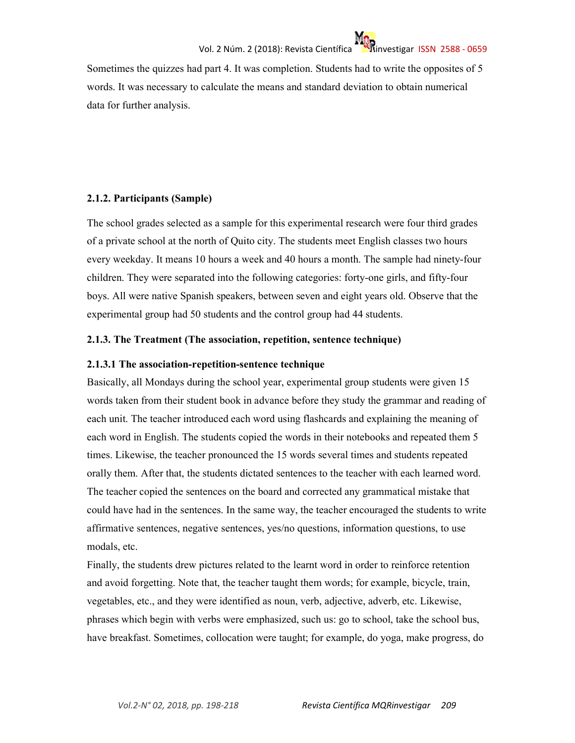Sometimes the quizzes had part 4. It was completion. Students had to write the opposites of 5 words. It was necessary to calculate the means and standard deviation to obtain numerical data for further analysis.

### 2.1.2. Participants (Sample)

The school grades selected as a sample for this experimental research were four third grades of a private school at the north of Quito city. The students meet English classes two hours every weekday. It means 10 hours a week and 40 hours a month. The sample had ninety-four children. They were separated into the following categories: forty-one girls, and fifty-four boys. All were native Spanish speakers, between seven and eight years old. Observe that the experimental group had 50 students and the control group had 44 students.

### 2.1.3. The Treatment (The association, repetition, sentence technique)

#### 2.1.3.1 The association-repetition-sentence technique

Basically, all Mondays during the school year, experimental group students were given 15 words taken from their student book in advance before they study the grammar and reading of each unit. The teacher introduced each word using flashcards and explaining the meaning of each word in English. The students copied the words in their notebooks and repeated them 5 times. Likewise, the teacher pronounced the 15 words several times and students repeated orally them. After that, the students dictated sentences to the teacher with each learned word. The teacher copied the sentences on the board and corrected any grammatical mistake that could have had in the sentences. In the same way, the teacher encouraged the students to write affirmative sentences, negative sentences, yes/no questions, information questions, to use modals, etc.

Finally, the students drew pictures related to the learnt word in order to reinforce retention and avoid forgetting. Note that, the teacher taught them words; for example, bicycle, train, vegetables, etc., and they were identified as noun, verb, adjective, adverb, etc. Likewise, phrases which begin with verbs were emphasized, such us: go to school, take the school bus, have breakfast. Sometimes, collocation were taught; for example, do yoga, make progress, do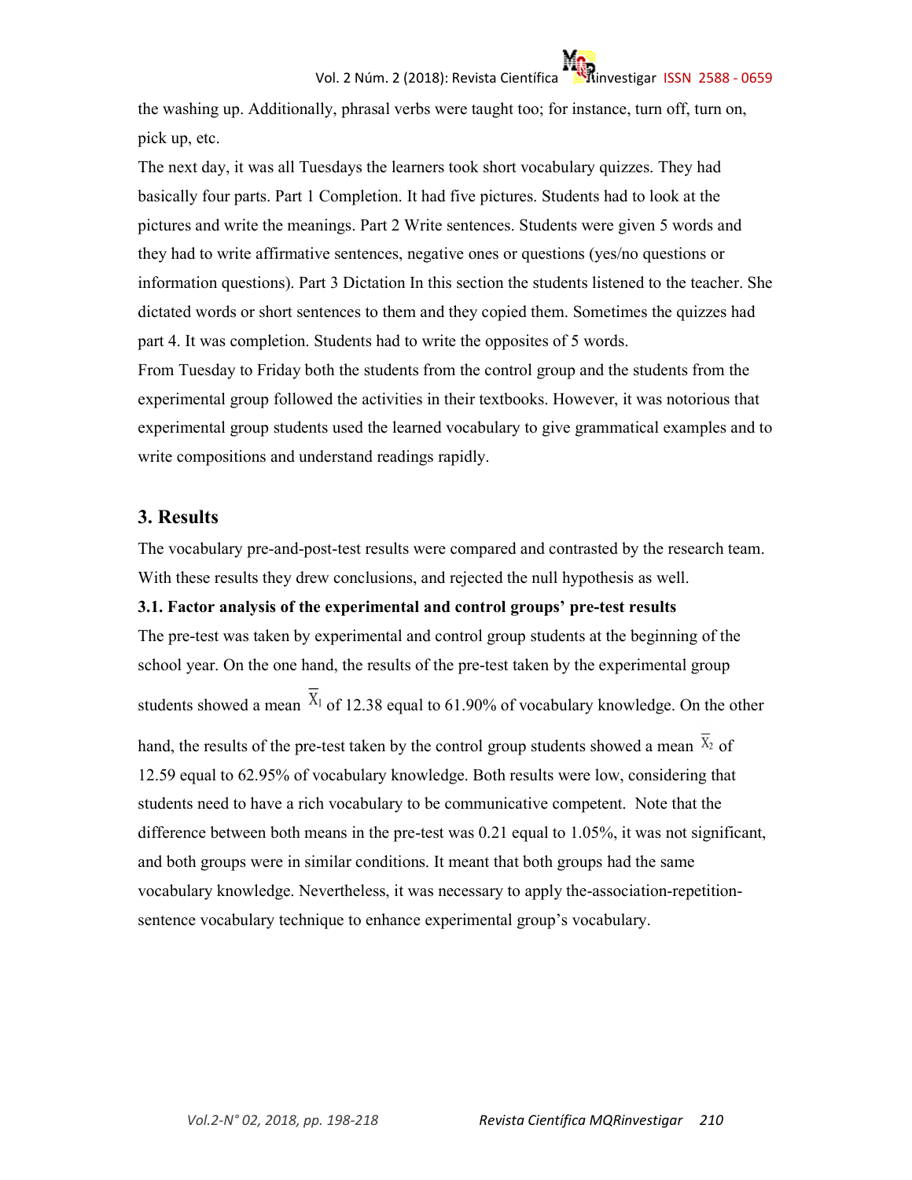the washing up. Additionally, phrasal verbs were taught too; for instance, turn off, turn on, pick up, etc.

The next day, it was all Tuesdays the learners took short vocabulary quizzes. They had basically four parts. Part 1 Completion. It had five pictures. Students had to look at the pictures and write the meanings. Part 2 Write sentences. Students were given 5 words and they had to write affirmative sentences, negative ones or questions (yes/no questions or information questions). Part 3 Dictation In this section the students listened to the teacher. She dictated words or short sentences to them and they copied them. Sometimes the quizzes had part 4. It was completion. Students had to write the opposites of 5 words.

From Tuesday to Friday both the students from the control group and the students from the experimental group followed the activities in their textbooks. However, it was notorious that experimental group students used the learned vocabulary to give grammatical examples and to write compositions and understand readings rapidly.

## 3. Results

The vocabulary pre-and-post-test results were compared and contrasted by the research team. With these results they drew conclusions, and rejected the null hypothesis as well.

### 3.1. Factor analysis of the experimental and control groups' pre-test results

The pre-test was taken by experimental and control group students at the beginning of the school year. On the one hand, the results of the pre-test taken by the experimental group students showed a mean $\overline{X}_1$ of 12.38 equal to 61.90% of vocabulary knowledge. On the other hand, the results of the pre-test taken by the control group students showed a mean $\overline{X}_2$ of 12.59 equal to 62.95% of vocabulary knowledge. Both results were low, considering that students need to have a rich vocabulary to be communicative competent. Note that the difference between both means in the pre-test was 0.21 equal to 1.05%, it was not significant, and both groups were in similar conditions. It meant that both groups had the same vocabulary knowledge. Nevertheless, it was necessary to apply the-association-repetition-sentence vocabulary technique to enhance experimental group's vocabulary.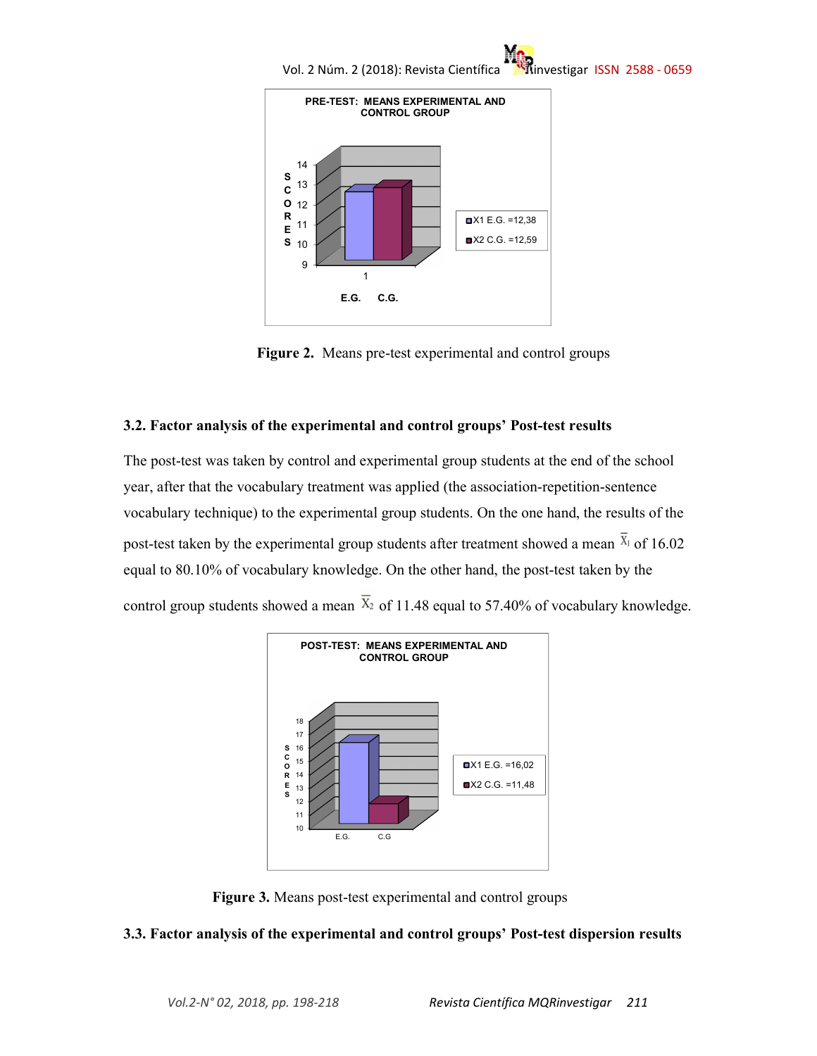Figure 2. Means pre-test experimental and control groups

### 3.2. Factor analysis of the experimental and control groups' Post-test results

The post-test was taken by control and experimental group students at the end of the school year, after that the vocabulary treatment was applied (the association-repetition-sentence vocabulary technique) to the experimental group students. On the one hand, the results of the post-test taken by the experimental group students after treatment showed a mean $\bar{X}_1$ of 16.02 equal to 80.10% of vocabulary knowledge. On the other hand, the post-test taken by the control group students showed a mean $\bar{X}_2$ of 11.48 equal to 57.40% of vocabulary knowledge.

Figure 3. Means post-test experimental and control groups

### 3.3. Factor analysis of the experimental and control groups' Post-test dispersion results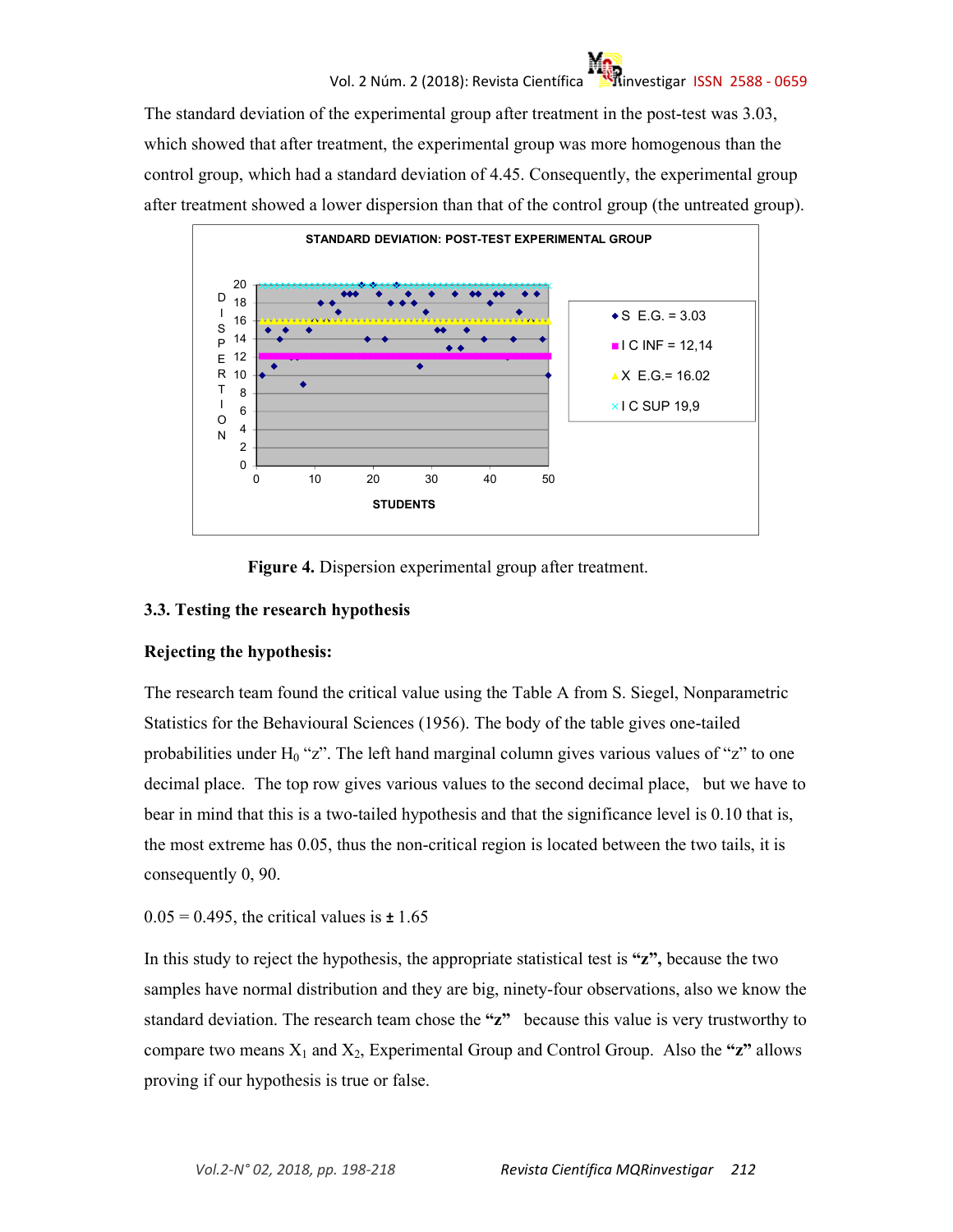The standard deviation of the experimental group after treatment in the post-test was 3.03, which showed that after treatment, the experimental group was more homogenous than the control group, which had a standard deviation of 4.45. Consequently, the experimental group after treatment showed a lower dispersion than that of the control group (the untreated group).

**Figure 4.** Dispersion experimental group after treatment.

### 3.3. Testing the research hypothesis

**Rejecting the hypothesis:**

The research team found the critical value using the Table A from S. Siegel, Nonparametric Statistics for the Behavioural Sciences (1956). The body of the table gives one-tailed probabilities under $H_0$ "z". The left hand marginal column gives various values of "z" to one decimal place. The top row gives various values to the second decimal place, but we have to bear in mind that this is a two-tailed hypothesis and that the significance level is 0.10 that is, the most extreme has 0.05, thus the non-critical region is located between the two tails, it is consequently 0, 90.

0.05 = 0.495, the critical values is ± 1.65

In this study to reject the hypothesis, the appropriate statistical test is **"z",** because the two samples have normal distribution and they are big, ninety-four observations, also we know the standard deviation. The research team chose the **"z"** because this value is very trustworthy to compare two means $X_1$ and $X_2$, Experimental Group and Control Group. Also the **"z"** allows proving if our hypothesis is true or false.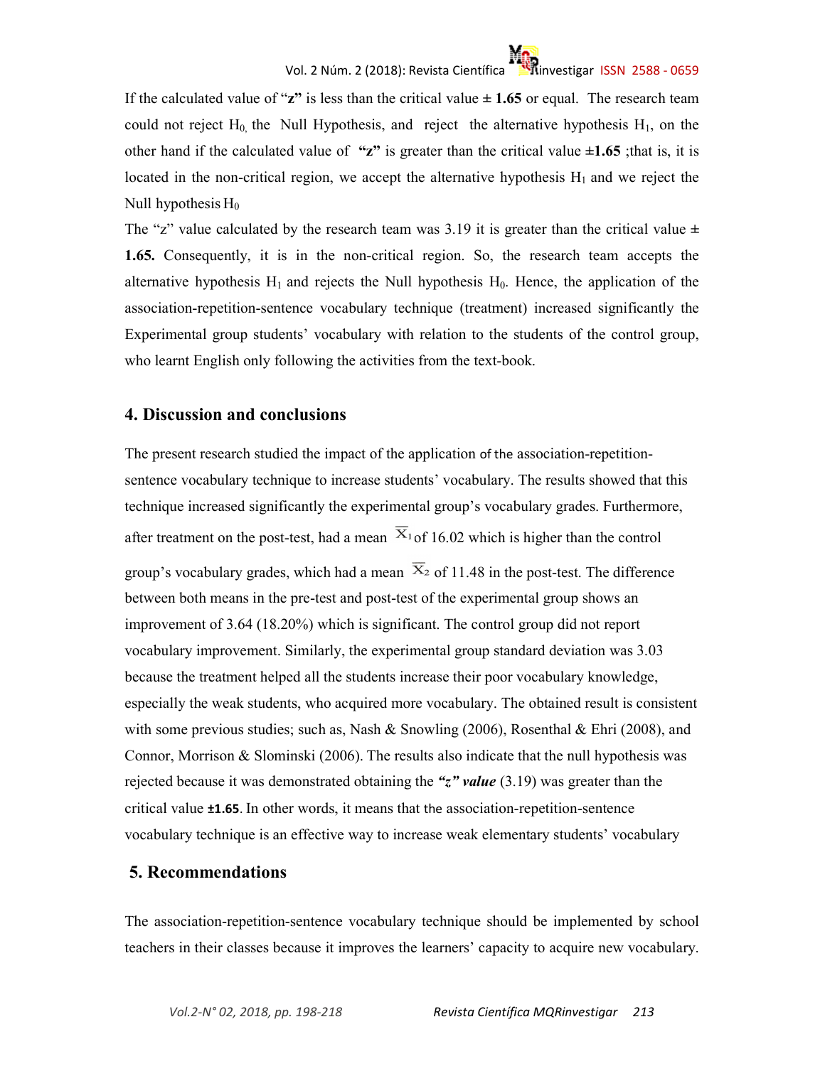If the calculated value of "**z**" is less than the critical value **± 1.65** or equal. The research team could not reject $H_0$, the Null Hypothesis, and reject the alternative hypothesis $H_1$, on the other hand if the calculated value of **"z"** is greater than the critical value **±1.65** ;that is, it is located in the non-critical region, we accept the alternative hypothesis $H_1$ and we reject the Null hypothesis $H_0$

The "z" value calculated by the research team was 3.19 it is greater than the critical value **± 1.65.** Consequently, it is in the non-critical region. So, the research team accepts the alternative hypothesis $H_1$ and rejects the Null hypothesis $H_0$. Hence, the application of the association-repetition-sentence vocabulary technique (treatment) increased significantly the Experimental group students' vocabulary with relation to the students of the control group, who learnt English only following the activities from the text-book.

## 4. Discussion and conclusions

The present research studied the impact of the application of the association-repetition-sentence vocabulary technique to increase students' vocabulary. The results showed that this technique increased significantly the experimental group's vocabulary grades. Furthermore, after treatment on the post-test, had a mean $\overline{X}_1$ of 16.02 which is higher than the control group's vocabulary grades, which had a mean $\overline{X}_2$ of 11.48 in the post-test. The difference between both means in the pre-test and post-test of the experimental group shows an improvement of 3.64 (18.20%) which is significant. The control group did not report vocabulary improvement. Similarly, the experimental group standard deviation was 3.03 because the treatment helped all the students increase their poor vocabulary knowledge, especially the weak students, who acquired more vocabulary. The obtained result is consistent with some previous studies; such as, Nash & Snowling (2006), Rosenthal & Ehri (2008), and Connor, Morrison & Slominski (2006). The results also indicate that the null hypothesis was rejected because it was demonstrated obtaining the ***"z" value*** (3.19) was greater than the critical value **±1.65**. In other words, it means that the association-repetition-sentence vocabulary technique is an effective way to increase weak elementary students' vocabulary

## 5. Recommendations

The association-repetition-sentence vocabulary technique should be implemented by school teachers in their classes because it improves the learners' capacity to acquire new vocabulary.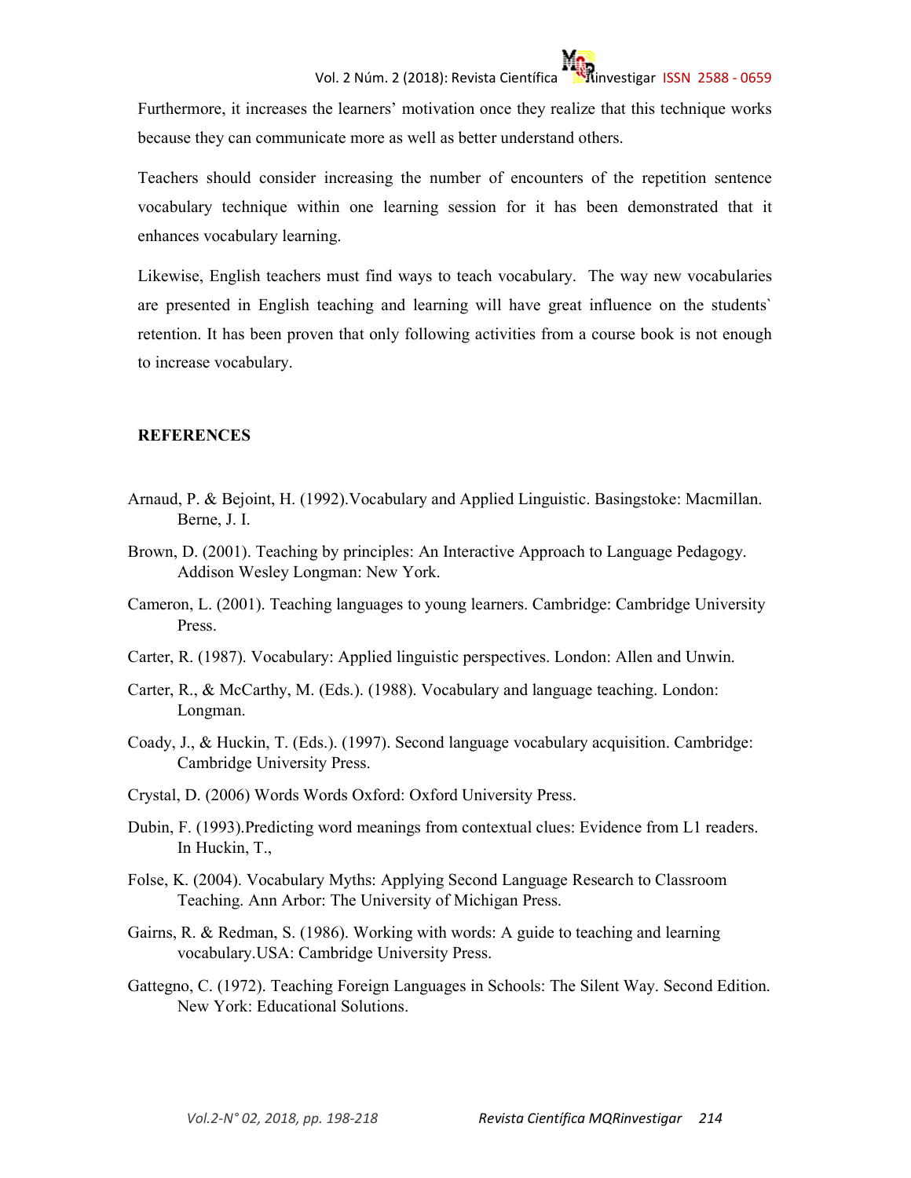Furthermore, it increases the learners' motivation once they realize that this technique works because they can communicate more as well as better understand others.

Teachers should consider increasing the number of encounters of the repetition sentence vocabulary technique within one learning session for it has been demonstrated that it enhances vocabulary learning.

Likewise, English teachers must find ways to teach vocabulary. The way new vocabularies are presented in English teaching and learning will have great influence on the students` retention. It has been proven that only following activities from a course book is not enough to increase vocabulary.

## REFERENCES

Arnaud, P. & Bejoint, H. (1992).Vocabulary and Applied Linguistic. Basingstoke: Macmillan. Berne, J. I.

Brown, D. (2001). Teaching by principles: An Interactive Approach to Language Pedagogy. Addison Wesley Longman: New York.

Cameron, L. (2001). Teaching languages to young learners. Cambridge: Cambridge University Press.

Carter, R. (1987). Vocabulary: Applied linguistic perspectives. London: Allen and Unwin.

Carter, R., & McCarthy, M. (Eds.). (1988). Vocabulary and language teaching. London: Longman.

Coady, J., & Huckin, T. (Eds.). (1997). Second language vocabulary acquisition. Cambridge: Cambridge University Press.

Crystal, D. (2006) Words Words Oxford: Oxford University Press.

Dubin, F. (1993).Predicting word meanings from contextual clues: Evidence from L1 readers. In Huckin, T.,

Folse, K. (2004). Vocabulary Myths: Applying Second Language Research to Classroom Teaching. Ann Arbor: The University of Michigan Press.

Gairns, R. & Redman, S. (1986). Working with words: A guide to teaching and learning vocabulary.USA: Cambridge University Press.

Gattegno, C. (1972). Teaching Foreign Languages in Schools: The Silent Way. Second Edition. New York: Educational Solutions.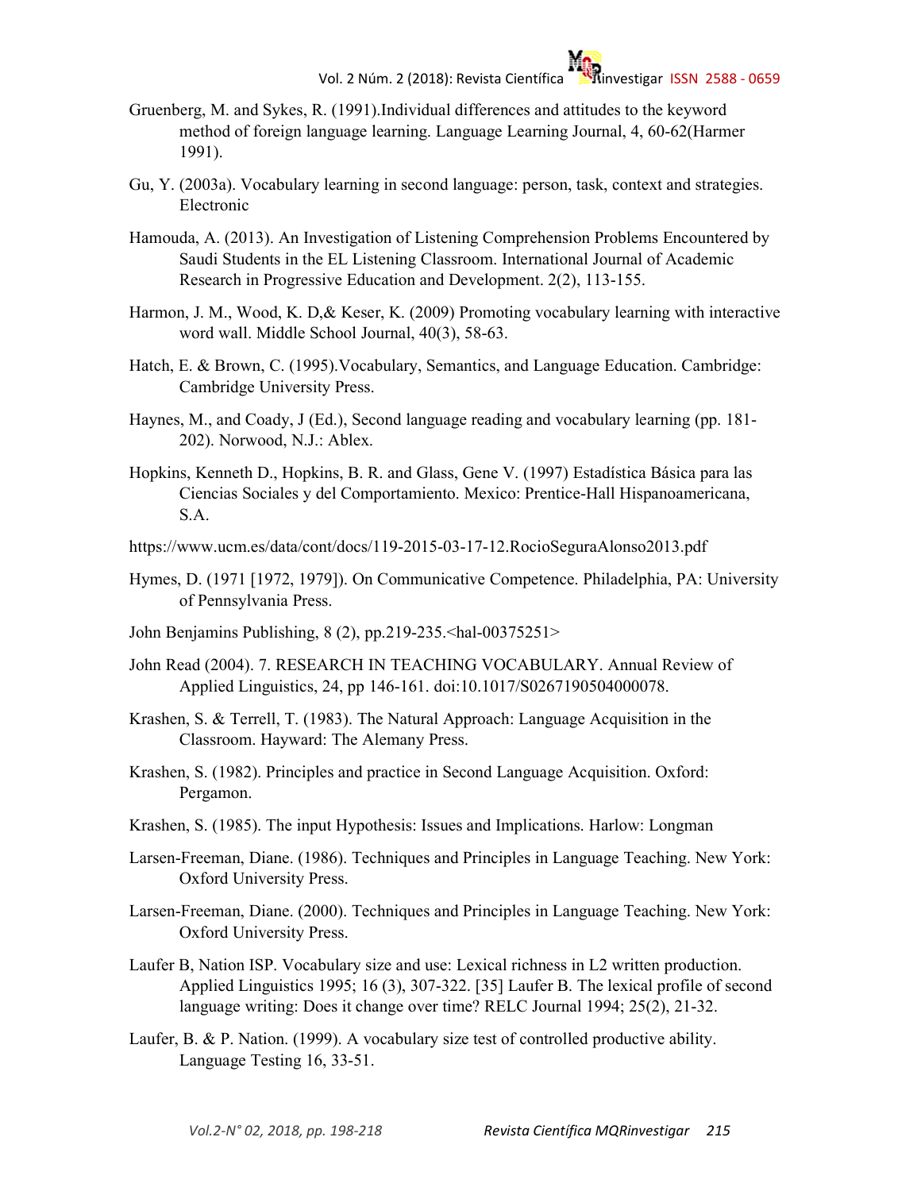Gruenberg, M. and Sykes, R. (1991).Individual differences and attitudes to the keyword method of foreign language learning. Language Learning Journal, 4, 60-62(Harmer 1991).

Gu, Y. (2003a). Vocabulary learning in second language: person, task, context and strategies. Electronic

Hamouda, A. (2013). An Investigation of Listening Comprehension Problems Encountered by Saudi Students in the EL Listening Classroom. International Journal of Academic Research in Progressive Education and Development. 2(2), 113-155.

Harmon, J. M., Wood, K. D,& Keser, K. (2009) Promoting vocabulary learning with interactive word wall. Middle School Journal, 40(3), 58-63.

Hatch, E. & Brown, C. (1995).Vocabulary, Semantics, and Language Education. Cambridge: Cambridge University Press.

Haynes, M., and Coady, J (Ed.), Second language reading and vocabulary learning (pp. 181-202). Norwood, N.J.: Ablex.

Hopkins, Kenneth D., Hopkins, B. R. and Glass, Gene V. (1997) Estadística Básica para las Ciencias Sociales y del Comportamiento. Mexico: Prentice-Hall Hispanoamericana, S.A.

https://www.ucm.es/data/cont/docs/119-2015-03-17-12.RocioSeguraAlonso2013.pdf

Hymes, D. (1971 [1972, 1979]). On Communicative Competence. Philadelphia, PA: University of Pennsylvania Press.

John Benjamins Publishing, 8 (2), pp.219-235.<hal-00375251>

John Read (2004). 7. RESEARCH IN TEACHING VOCABULARY. Annual Review of Applied Linguistics, 24, pp 146-161. doi:10.1017/S0267190504000078.

Krashen, S. & Terrell, T. (1983). The Natural Approach: Language Acquisition in the Classroom. Hayward: The Alemany Press.

Krashen, S. (1982). Principles and practice in Second Language Acquisition. Oxford: Pergamon.

Krashen, S. (1985). The input Hypothesis: Issues and Implications. Harlow: Longman

Larsen-Freeman, Diane. (1986). Techniques and Principles in Language Teaching. New York: Oxford University Press.

Larsen-Freeman, Diane. (2000). Techniques and Principles in Language Teaching. New York: Oxford University Press.

Laufer B, Nation ISP. Vocabulary size and use: Lexical richness in L2 written production. Applied Linguistics 1995; 16 (3), 307-322. [35] Laufer B. The lexical profile of second language writing: Does it change over time? RELC Journal 1994; 25(2), 21-32.

Laufer, B. & P. Nation. (1999). A vocabulary size test of controlled productive ability. Language Testing 16, 33-51.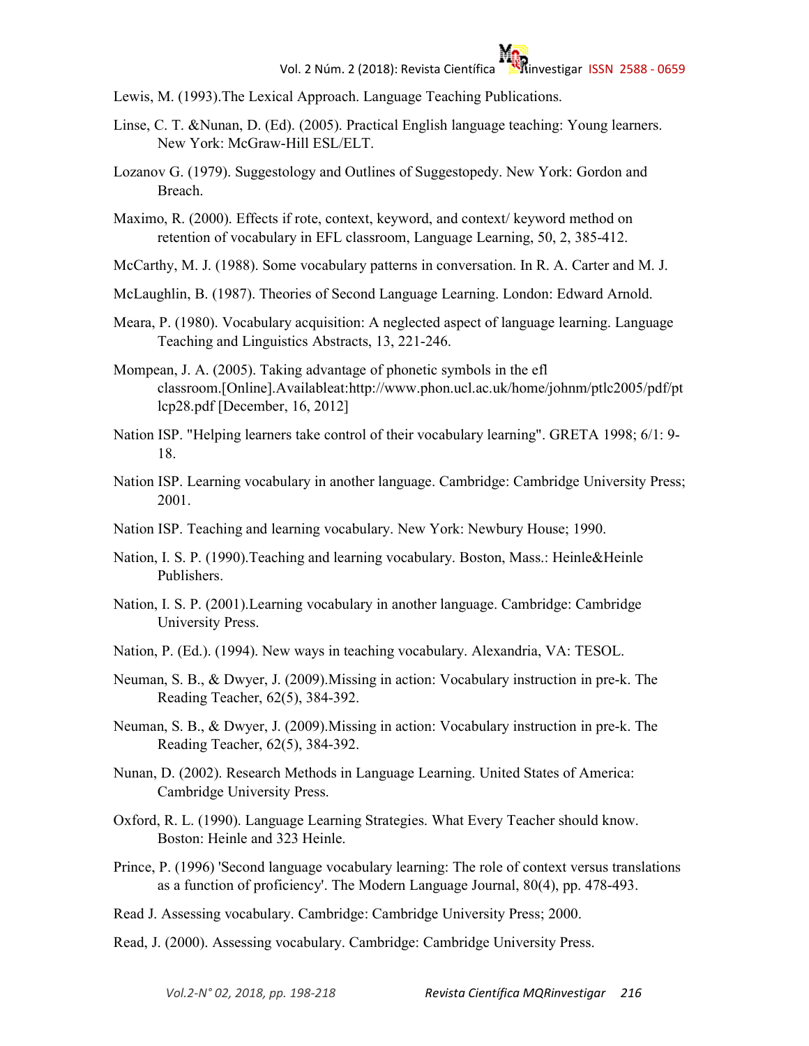Lewis, M. (1993).The Lexical Approach. Language Teaching Publications.

Linse, C. T. &Nunan, D. (Ed). (2005). Practical English language teaching: Young learners. New York: McGraw-Hill ESL/ELT.

Lozanov G. (1979). Suggestology and Outlines of Suggestopedy. New York: Gordon and Breach.

Maximo, R. (2000). Effects if rote, context, keyword, and context/ keyword method on retention of vocabulary in EFL classroom, Language Learning, 50, 2, 385-412.

McCarthy, M. J. (1988). Some vocabulary patterns in conversation. In R. A. Carter and M. J.

McLaughlin, B. (1987). Theories of Second Language Learning. London: Edward Arnold.

Meara, P. (1980). Vocabulary acquisition: A neglected aspect of language learning. Language Teaching and Linguistics Abstracts, 13, 221-246.

Mompean, J. A. (2005). Taking advantage of phonetic symbols in the efl classroom.[Online].Availableat:http://www.phon.ucl.ac.uk/home/johnm/ptlc2005/pdf/ptlcp28.pdf [December, 16, 2012]

Nation ISP. "Helping learners take control of their vocabulary learning". GRETA 1998; 6/1: 9-18.

Nation ISP. Learning vocabulary in another language. Cambridge: Cambridge University Press; 2001.

Nation ISP. Teaching and learning vocabulary. New York: Newbury House; 1990.

Nation, I. S. P. (1990).Teaching and learning vocabulary. Boston, Mass.: Heinle&Heinle Publishers.

Nation, I. S. P. (2001).Learning vocabulary in another language. Cambridge: Cambridge University Press.

Nation, P. (Ed.). (1994). New ways in teaching vocabulary. Alexandria, VA: TESOL.

Neuman, S. B., & Dwyer, J. (2009).Missing in action: Vocabulary instruction in pre-k. The Reading Teacher, 62(5), 384-392.

Neuman, S. B., & Dwyer, J. (2009).Missing in action: Vocabulary instruction in pre-k. The Reading Teacher, 62(5), 384-392.

Nunan, D. (2002). Research Methods in Language Learning. United States of America: Cambridge University Press.

Oxford, R. L. (1990). Language Learning Strategies. What Every Teacher should know. Boston: Heinle and 323 Heinle.

Prince, P. (1996) 'Second language vocabulary learning: The role of context versus translations as a function of proficiency'. The Modern Language Journal, 80(4), pp. 478-493.

Read J. Assessing vocabulary. Cambridge: Cambridge University Press; 2000.

Read, J. (2000). Assessing vocabulary. Cambridge: Cambridge University Press.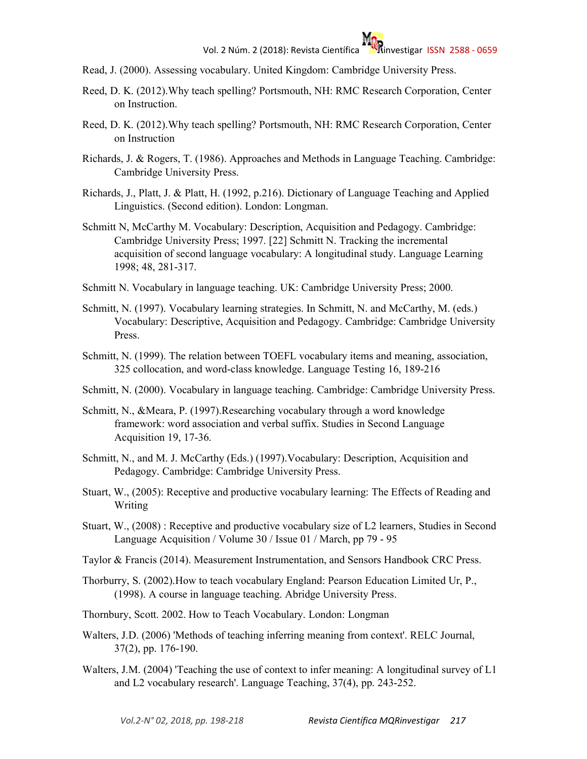Read, J. (2000). Assessing vocabulary. United Kingdom: Cambridge University Press.

Reed, D. K. (2012).Why teach spelling? Portsmouth, NH: RMC Research Corporation, Center on Instruction.

Reed, D. K. (2012).Why teach spelling? Portsmouth, NH: RMC Research Corporation, Center on Instruction

Richards, J. & Rogers, T. (1986). Approaches and Methods in Language Teaching. Cambridge: Cambridge University Press.

Richards, J., Platt, J. & Platt, H. (1992, p.216). Dictionary of Language Teaching and Applied Linguistics. (Second edition). London: Longman.

Schmitt N, McCarthy M. Vocabulary: Description, Acquisition and Pedagogy. Cambridge: Cambridge University Press; 1997. [22] Schmitt N. Tracking the incremental acquisition of second language vocabulary: A longitudinal study. Language Learning 1998; 48, 281-317.

Schmitt N. Vocabulary in language teaching. UK: Cambridge University Press; 2000.

Schmitt, N. (1997). Vocabulary learning strategies. In Schmitt, N. and McCarthy, M. (eds.) Vocabulary: Descriptive, Acquisition and Pedagogy. Cambridge: Cambridge University Press.

Schmitt, N. (1999). The relation between TOEFL vocabulary items and meaning, association, 325 collocation, and word-class knowledge. Language Testing 16, 189-216

Schmitt, N. (2000). Vocabulary in language teaching. Cambridge: Cambridge University Press.

Schmitt, N., &Meara, P. (1997).Researching vocabulary through a word knowledge framework: word association and verbal suffix. Studies in Second Language Acquisition 19, 17-36.

Schmitt, N., and M. J. McCarthy (Eds.) (1997).Vocabulary: Description, Acquisition and Pedagogy. Cambridge: Cambridge University Press.

Stuart, W., (2005): Receptive and productive vocabulary learning: The Effects of Reading and Writing

Stuart, W., (2008) : Receptive and productive vocabulary size of L2 learners, Studies in Second Language Acquisition / Volume 30 / Issue 01 / March, pp 79 - 95

Taylor & Francis (2014). Measurement Instrumentation, and Sensors Handbook CRC Press.

Thorburry, S. (2002).How to teach vocabulary England: Pearson Education Limited Ur, P., (1998). A course in language teaching. Abridge University Press.

Thornbury, Scott. 2002. How to Teach Vocabulary. London: Longman

Walters, J.D. (2006) 'Methods of teaching inferring meaning from context'. RELC Journal, 37(2), pp. 176-190.

Walters, J.M. (2004) 'Teaching the use of context to infer meaning: A longitudinal survey of L1 and L2 vocabulary research'. Language Teaching, 37(4), pp. 243-252.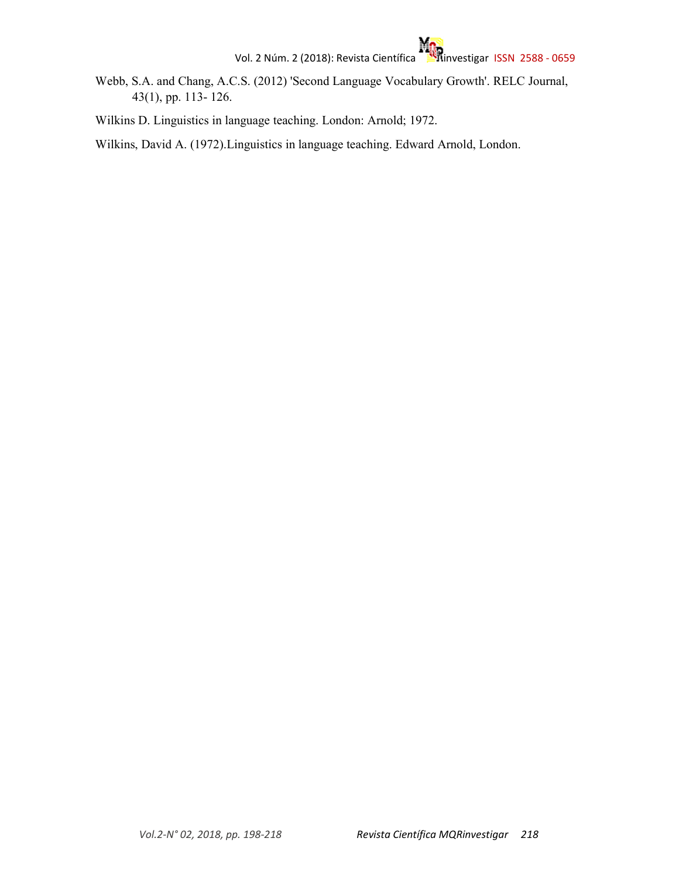Webb, S.A. and Chang, A.C.S. (2012) 'Second Language Vocabulary Growth'. RELC Journal, 43(1), pp. 113- 126.

Wilkins D. Linguistics in language teaching. London: Arnold; 1972.

Wilkins, David A. (1972).Linguistics in language teaching. Edward Arnold, London.